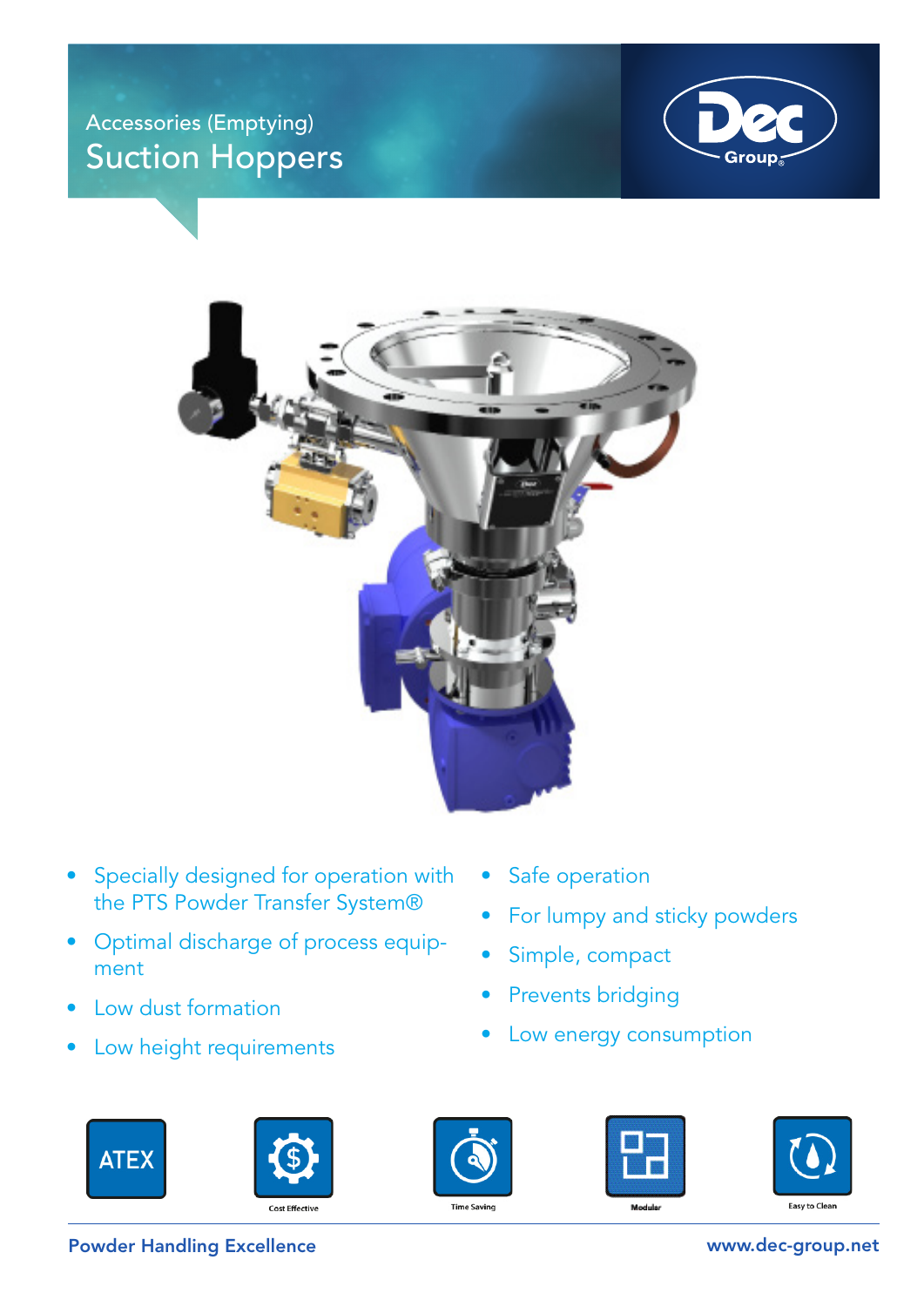Accessories (Emptying)

# Suction Hoppers

- Specially designed for operation with the PTS Powder Transfer System®
- Optimal discharge of process equipment
- Low dust formation
- Low height requirements
- Safe operation
- For lumpy and sticky powders
- Simple, compact
- Prevents bridging
- Low energy consumption

ATEX

Cost Effective

Time Saving

Modular

Easy to Clean

**Powder Handling Excellence**

**www.dec-group.net**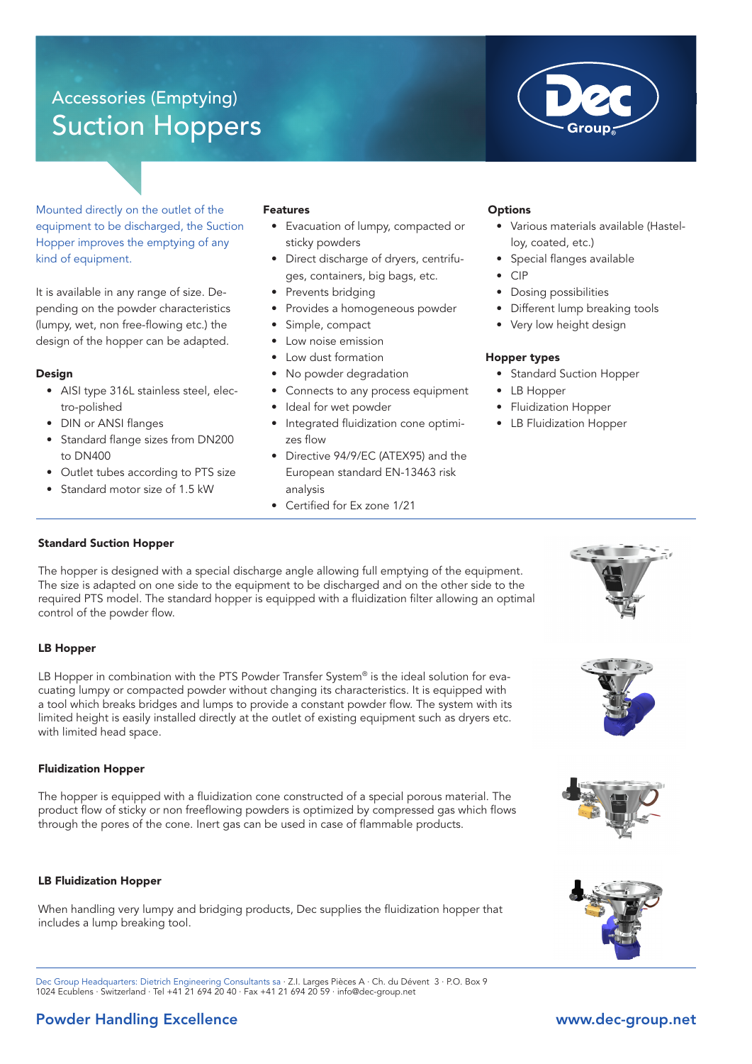# Accessories (Emptying)
# Suction Hoppers

Mounted directly on the outlet of the equipment to be discharged, the Suction Hopper improves the emptying of any kind of equipment.

It is available in any range of size. Depending on the powder characteristics (lumpy, wet, non free-flowing etc.) the design of the hopper can be adapted.

**Design**

- AISI type 316L stainless steel, electro-polished
- DIN or ANSI flanges
- Standard flange sizes from DN200 to DN400
- Outlet tubes according to PTS size
- Standard motor size of 1.5 kW

**Features**

- Evacuation of lumpy, compacted or sticky powders
- Direct discharge of dryers, centrifuges, containers, big bags, etc.
- Prevents bridging
- Provides a homogeneous powder
- Simple, compact
- Low noise emission
- Low dust formation
- No powder degradation
- Connects to any process equipment
- Ideal for wet powder
- Integrated fluidization cone optimizes flow
- Directive 94/9/EC (ATEX95) and the European standard EN-13463 risk analysis
- Certified for Ex zone 1/21

**Options**

- Various materials available (Hastelloy, coated, etc.)
- Special flanges available
- CIP
- Dosing possibilities
- Different lump breaking tools
- Very low height design

**Hopper types**

- Standard Suction Hopper
- LB Hopper
- Fluidization Hopper
- LB Fluidization Hopper

**Standard Suction Hopper**

The hopper is designed with a special discharge angle allowing full emptying of the equipment. The size is adapted on one side to the equipment to be discharged and on the other side to the required PTS model. The standard hopper is equipped with a fluidization filter allowing an optimal control of the powder flow.

**LB Hopper**

LB Hopper in combination with the PTS Powder Transfer System® is the ideal solution for evacuating lumpy or compacted powder without changing its characteristics. It is equipped with a tool which breaks bridges and lumps to provide a constant powder flow. The system with its limited height is easily installed directly at the outlet of existing equipment such as dryers etc. with limited head space.

**Fluidization Hopper**

The hopper is equipped with a fluidization cone constructed of a special porous material. The product flow of sticky or non freeflowing powders is optimized by compressed gas which flows through the pores of the cone. Inert gas can be used in case of flammable products.

**LB Fluidization Hopper**

When handling very lumpy and bridging products, Dec supplies the fluidization hopper that includes a lump breaking tool.

Dec Group Headquarters: Dietrich Engineering Consultants sa · Z.I. Larges Pièces A · Ch. du Dévent 3 · P.O. Box 9
1024 Ecublens · Switzerland · Tel +41 21 694 20 40 · Fax +41 21 694 20 59 · info@dec-group.net

Powder Handling Excellence

www.dec-group.net